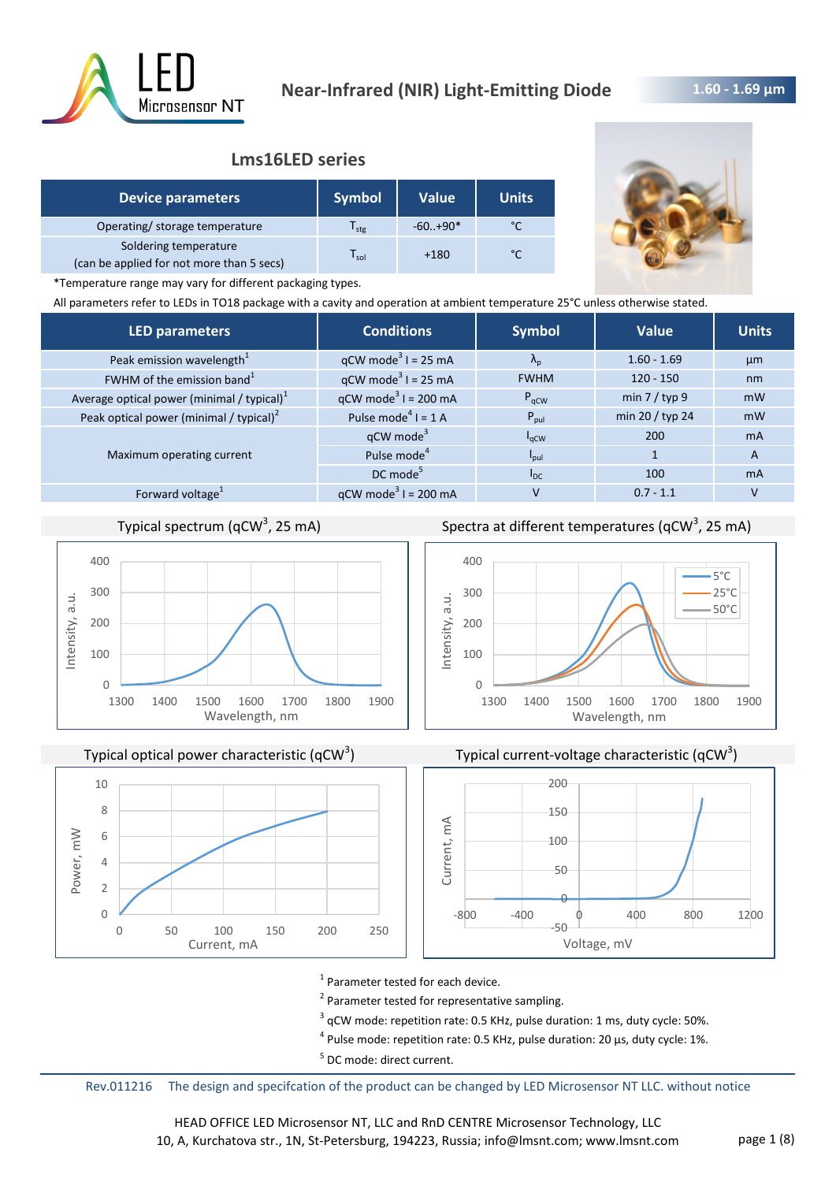# Near-Infrared (NIR) Light-Emitting Diode

**1.60 - 1.69 µm**

## Lms16LED series

| Device parameters | Symbol | Value | Units |
|---|---|---|---|
| Operating/ storage temperature | $T_{stg}$ | -60..+90* | °C |
| Soldering temperature (can be applied for not more than 5 secs) | $T_{sol}$ | +180 | °C |

*Temperature range may vary for different packaging types.

All parameters refer to LEDs in TO18 package with a cavity and operation at ambient temperature 25°C unless otherwise stated.

| LED parameters | Conditions | Symbol | Value | Units |
|---|---|---|---|---|
| Peak emission wavelength[1] | qCW mode[3] I = 25 mA | $\lambda_p$ | 1.60 - 1.69 | µm |
| FWHM of the emission band[1] | qCW mode[3] I = 25 mA | FWHM | 120 - 150 | nm |
| Average optical power (minimal / typical)[1] | qCW mode[3] I = 200 mA | $P_{qCW}$ | min 7 / typ 9 | mW |
| Peak optical power (minimal / typical)[2] | Pulse mode[4] I = 1 A | $P_{pul}$ | min 20 / typ 24 | mW |
| Maximum operating current | qCW mode[3] | $I_{qCW}$ | 200 | mA |
| | Pulse mode[4] | $I_{pul}$ | 1 | A |
| | DC mode[5] | $I_{DC}$ | 100 | mA |
| Forward voltage[1] | qCW mode[3] I = 200 mA | V | 0.7 - 1.1 | V |

Typical spectrum (qCW[3], 25 mA)

Spectra at different temperatures (qCW[3], 25 mA)

Typical optical power characteristic (qCW[3])

Typical current-voltage characteristic (qCW[3])

[1] Parameter tested for each device.

[2] Parameter tested for representative sampling.

[3] qCW mode: repetition rate: 0.5 KHz, pulse duration: 1 ms, duty cycle: 50%.

[4] Pulse mode: repetition rate: 0.5 KHz, pulse duration: 20 µs, duty cycle: 1%.

[5] DC mode: direct current.

Rev.011216 The design and specifcation of the product can be changed by LED Microsensor NT LLC. without notice

HEAD OFFICE LED Microsensor NT, LLC and RnD CENTRE Microsensor Technology, LLC
10, A, Kurchatova str., 1N, St-Petersburg, 194223, Russia; info@lmsnt.com; www.lmsnt.com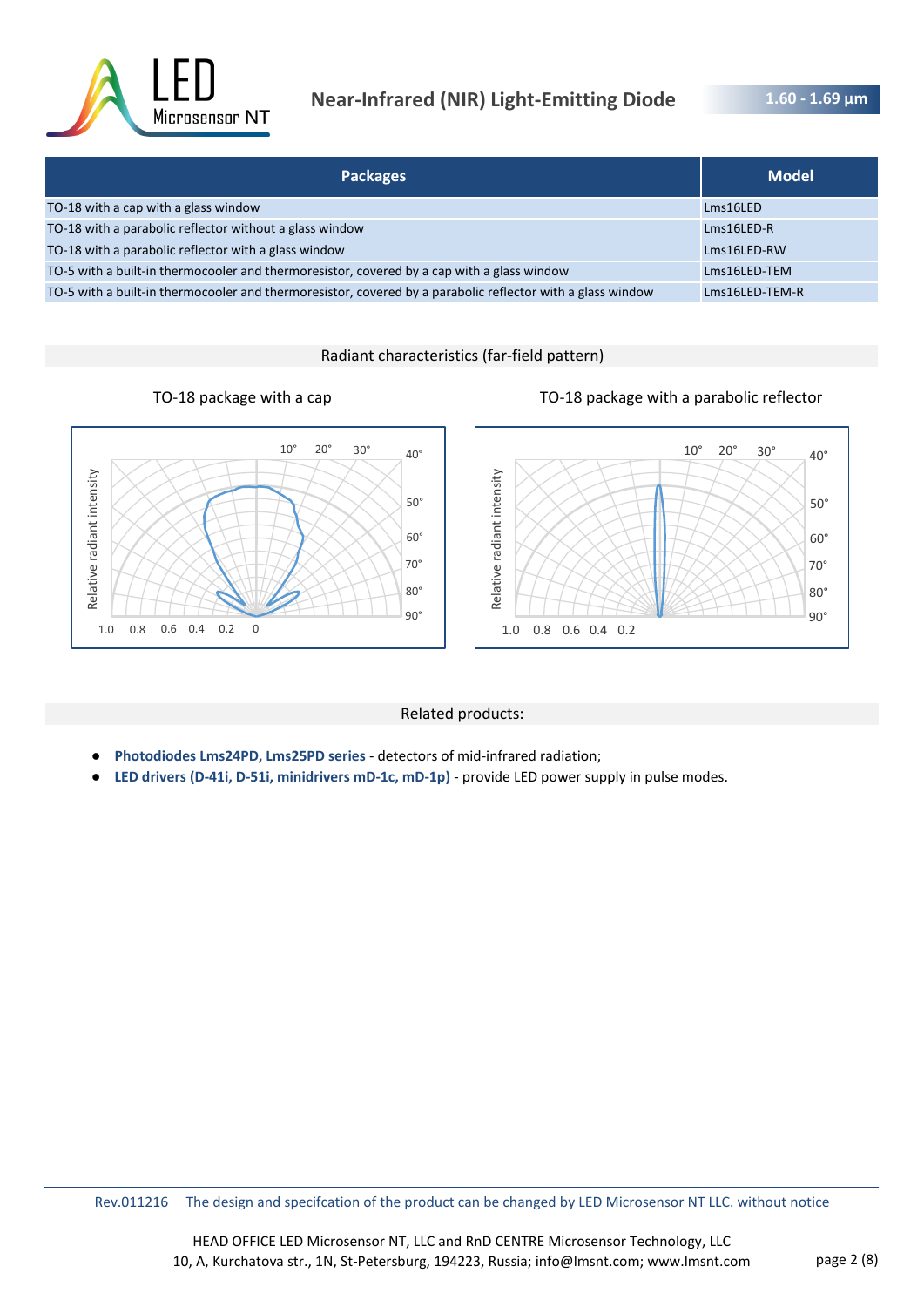| Packages | Model |
|---|---|
| TO-18 with a cap with a glass window | Lms16LED |
| TO-18 with a parabolic reflector without a glass window | Lms16LED-R |
| TO-18 with a parabolic reflector with a glass window | Lms16LED-RW |
| TO-5 with a built-in thermocooler and thermoresistor, covered by a cap with a glass window | Lms16LED-TEM |
| TO-5 with a built-in thermocooler and thermoresistor, covered by a parabolic reflector with a glass window | Lms16LED-TEM-R |

## Radiant characteristics (far-field pattern)

TO-18 package with a cap

TO-18 package with a parabolic reflector

## Related products:

- **Photodiodes Lms24PD, Lms25PD series** - detectors of mid-infrared radiation;
- **LED drivers (D-41i, D-51i, minidrivers mD-1c, mD-1p)** - provide LED power supply in pulse modes.

Rev.011216 The design and specifcation of the product can be changed by LED Microsensor NT LLC. without notice

HEAD OFFICE LED Microsensor NT, LLC and RnD CENTRE Microsensor Technology, LLC
10, A, Kurchatova str., 1N, St-Petersburg, 194223, Russia; info@lmsnt.com; www.lmsnt.com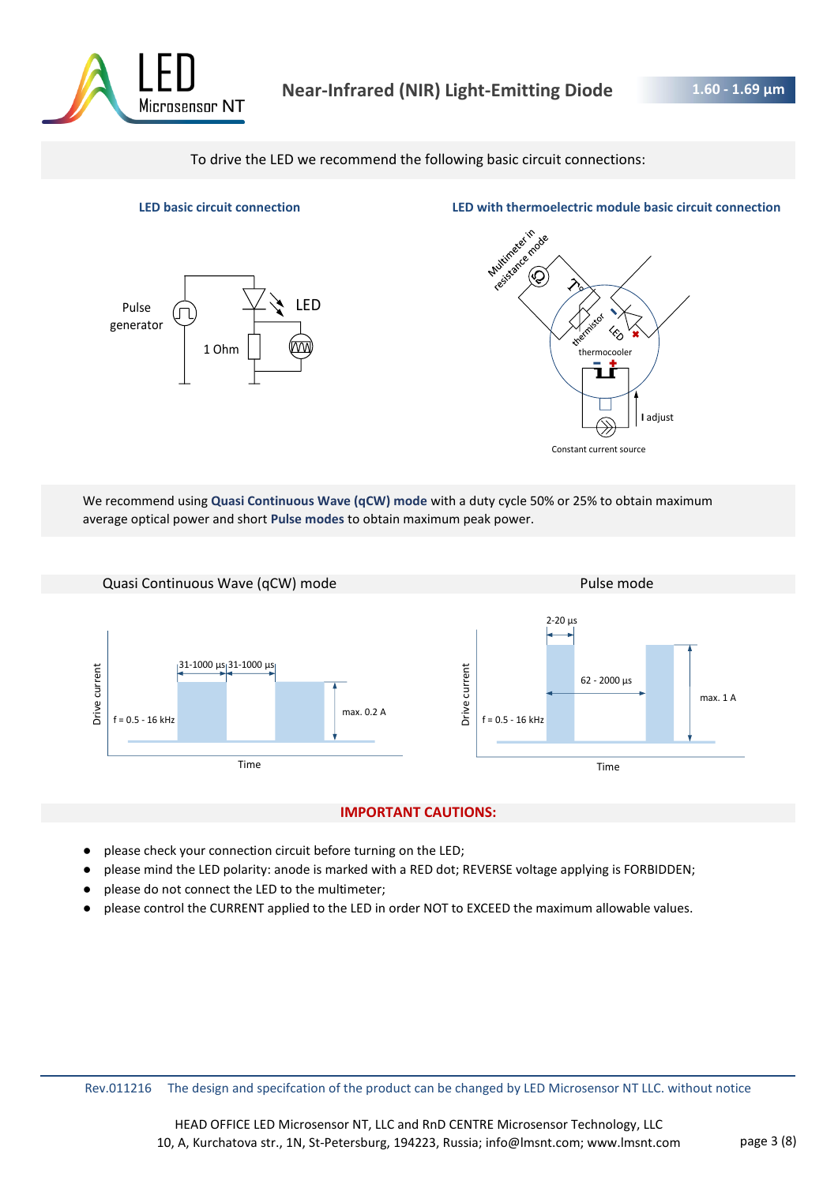To drive the LED we recommend the following basic circuit connections:

**LED basic circuit connection**

Pulse generator

LED

1 Ohm

**LED with thermoelectric module basic circuit connection**

Multimeter in resistance mode

thermistor

LED

thermocooler

I adjust

Constant current source

We recommend using **Quasi Continuous Wave (qCW) mode** with a duty cycle 50% or 25% to obtain maximum average optical power and short **Pulse modes** to obtain maximum peak power.

**Quasi Continuous Wave (qCW) mode**

Drive current

31-1000 µs | 31-1000 µs

f = 0.5 - 16 kHz

max. 0.2 A

Time

**Pulse mode**

Drive current

2-20 µs

62 - 2000 µs

f = 0.5 - 16 kHz

max. 1 A

Time

## IMPORTANT CAUTIONS:

- please check your connection circuit before turning on the LED;
- please mind the LED polarity: anode is marked with a RED dot; REVERSE voltage applying is FORBIDDEN;
- please do not connect the LED to the multimeter;
- please control the CURRENT applied to the LED in order NOT to EXCEED the maximum allowable values.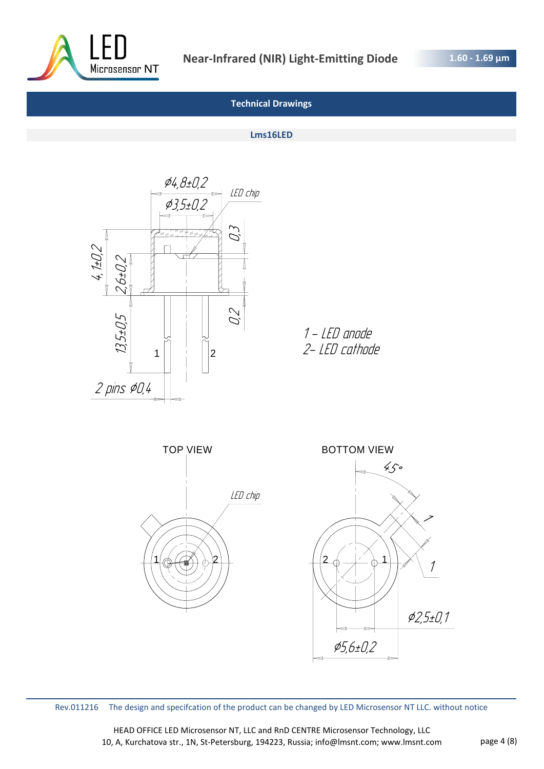## Technical Drawings

### Lms16LED

ø4,8±0,2

ø3,5±0,2

LED chip

0,3

4,1±0,2

2,6±0,2

13,5±0,5

0,2

1

2

2 pins ø0,4

1 – LED anode
2– LED cathode

TOP VIEW

LED chip

1 2

BOTTOM VIEW

45°

1

1

2 1

ø2,5±0,1

ø5,6±0,2

Rev.011216 The design and specifcation of the product can be changed by LED Microsensor NT LLC. without notice

HEAD OFFICE LED Microsensor NT, LLC and RnD CENTRE Microsensor Technology, LLC
10, A, Kurchatova str., 1N, St-Petersburg, 194223, Russia; info@lmsnt.com; www.lmsnt.com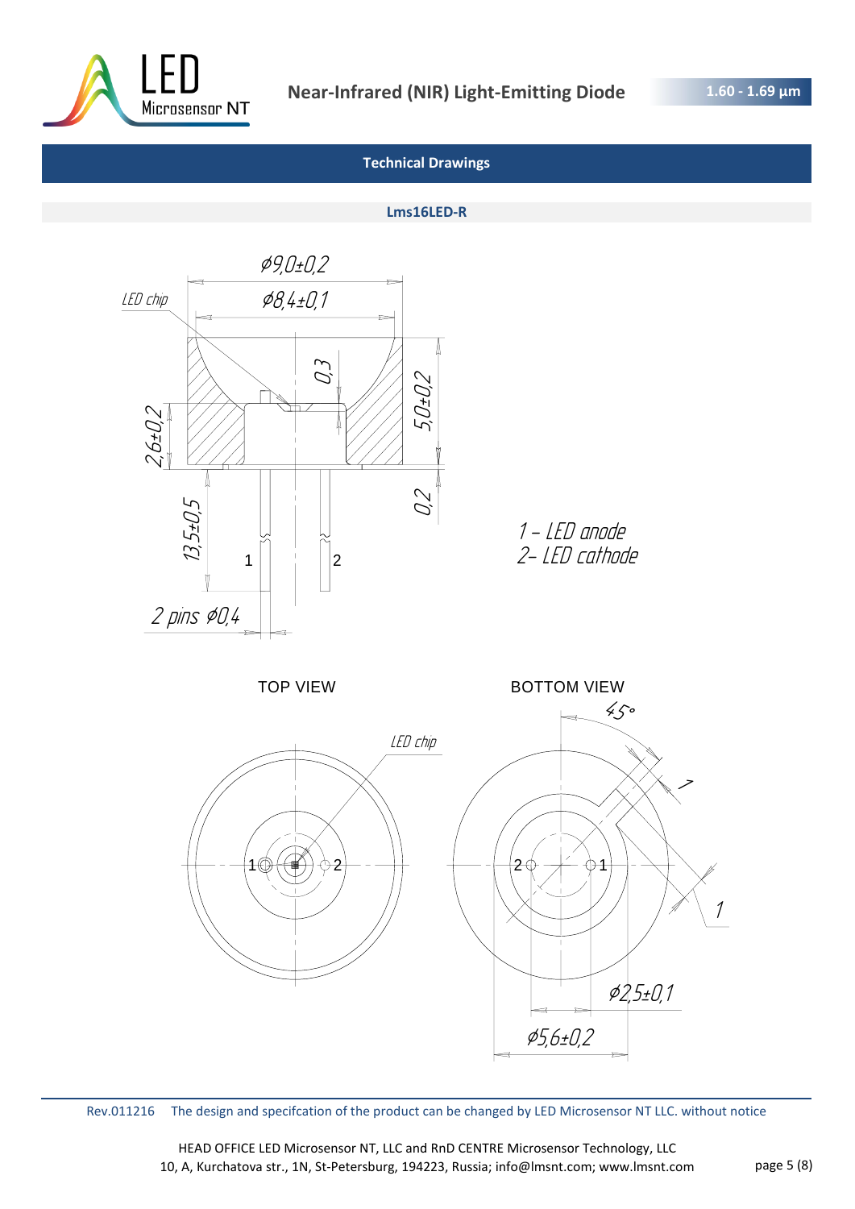## Technical Drawings

### Lms16LED-R

1 – LED anode
2– LED cathode

TOP VIEW

BOTTOM VIEW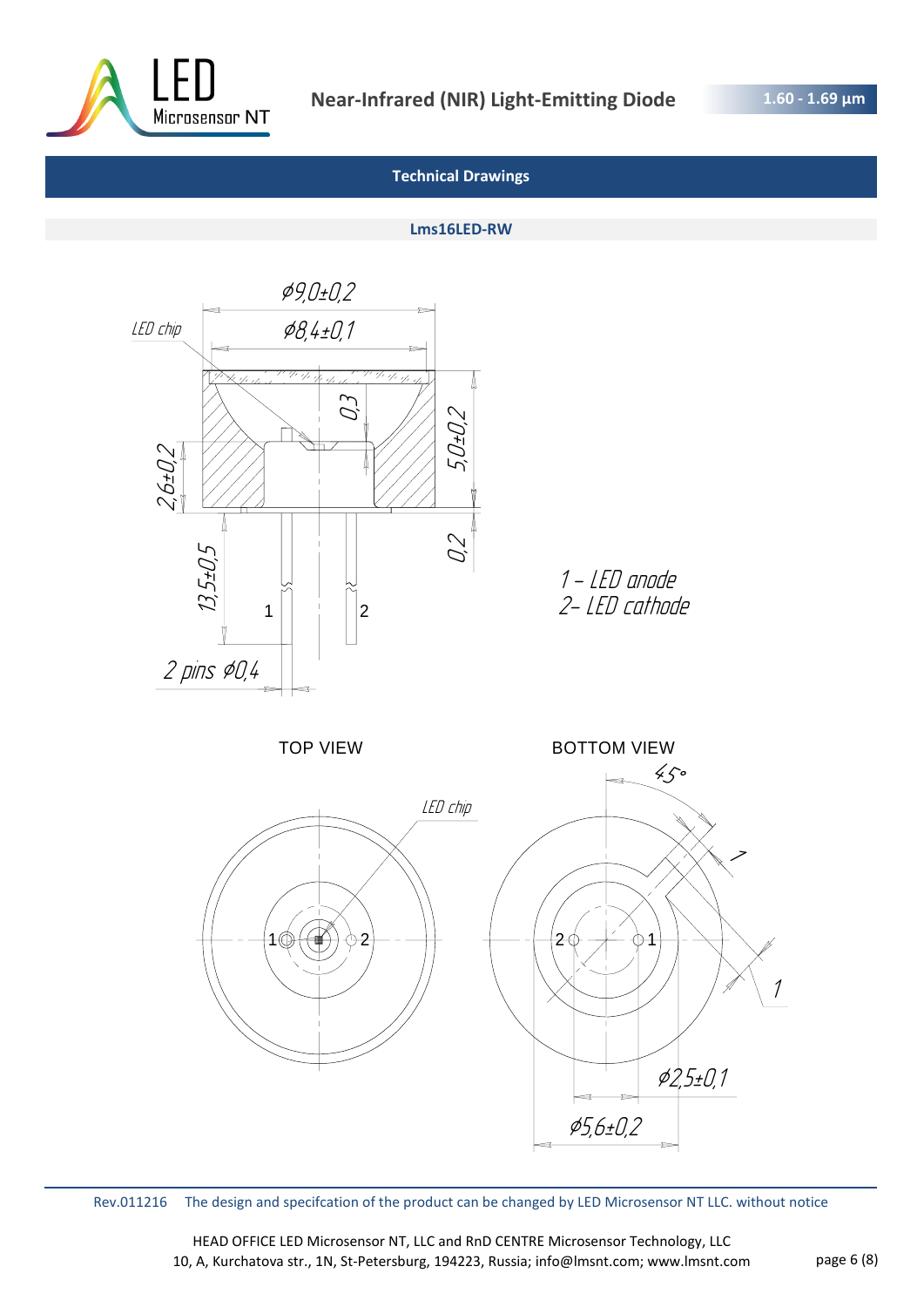## Technical Drawings

### Lms16LED-RW

ø9,0±0,2

LED chip

ø8,4±0,1

0,3

5,0±0,2

2,6±0,2

0,2

13,5±0,5

1

2

2 pins ø0,4

1 – LED anode

2– LED cathode

TOP VIEW

LED chip

1

2

BOTTOM VIEW

45°

1

1

2

1

ø2,5±0,1

ø5,6±0,2

Rev.011216 The design and specifcation of the product can be changed by LED Microsensor NT LLC. without notice

HEAD OFFICE LED Microsensor NT, LLC and RnD CENTRE Microsensor Technology, LLC
10, A, Kurchatova str., 1N, St-Petersburg, 194223, Russia; info@lmsnt.com; www.lmsnt.com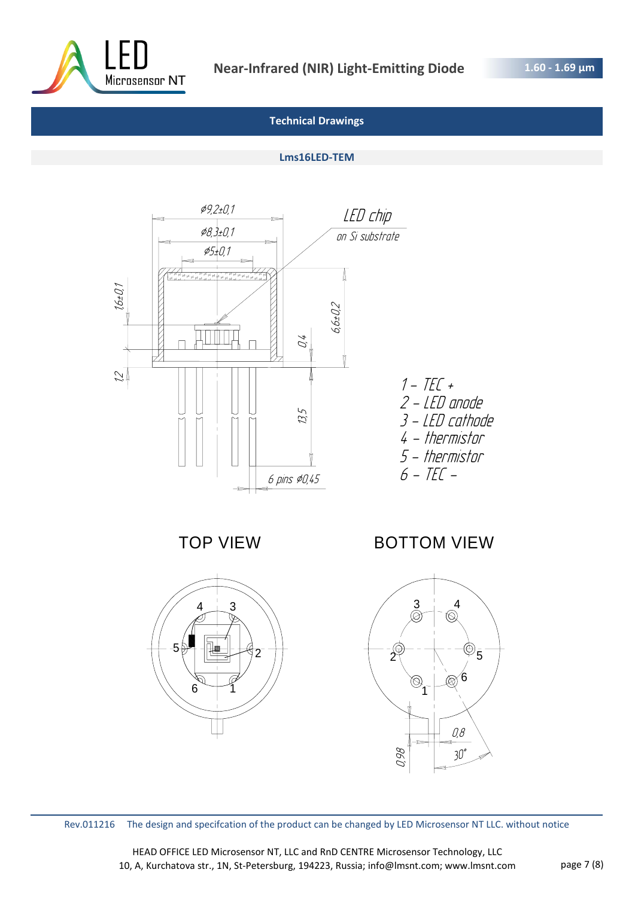## Technical Drawings

### Lms16LED-TEM

LED chip
on Si substrate

Ø9,2±0,1
Ø8,3±0,1
Ø5±0,1
1,6±0,1
6,6±0,2
0,4
1,2
13,5
6 pins Ø0,45

1 – TEC +
2 – LED anode
3 – LED cathode
4 – thermistor
5 – thermistor
6 – TEC –

TOP VIEW

BOTTOM VIEW

0,8
0,98
30°

Rev.011216 The design and specifcation of the product can be changed by LED Microsensor NT LLC. without notice

HEAD OFFICE LED Microsensor NT, LLC and RnD CENTRE Microsensor Technology, LLC
10, A, Kurchatova str., 1N, St-Petersburg, 194223, Russia; info@lmsnt.com; www.lmsnt.com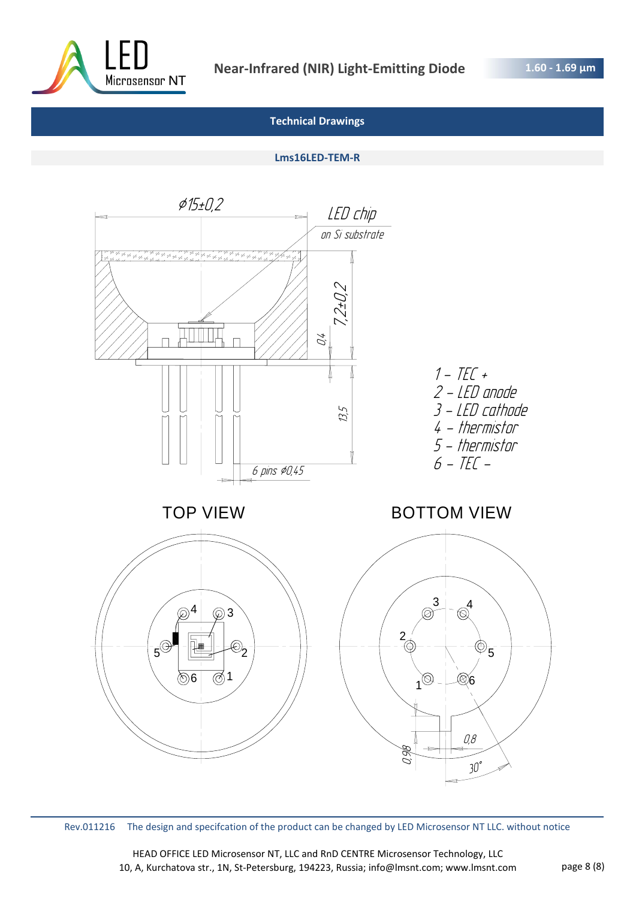## Technical Drawings

### Lms16LED-TEM-R

Ø15±0,2

LED chip

on Si substrate

7,2±0,2

0,4

13,5

6 pins Ø0,45

1 – TEC +
2 – LED anode
3 – LED cathode
4 – thermistor
5 – thermistor
6 – TEC –

TOP VIEW

4 3
5 2
6 1

BOTTOM VIEW

3 4
2 5
1 6

0,8

0,98

30°

Rev.011216 The design and specifcation of the product can be changed by LED Microsensor NT LLC. without notice

HEAD OFFICE LED Microsensor NT, LLC and RnD CENTRE Microsensor Technology, LLC
10, A, Kurchatova str., 1N, St-Petersburg, 194223, Russia; info@lmsnt.com; www.lmsnt.com